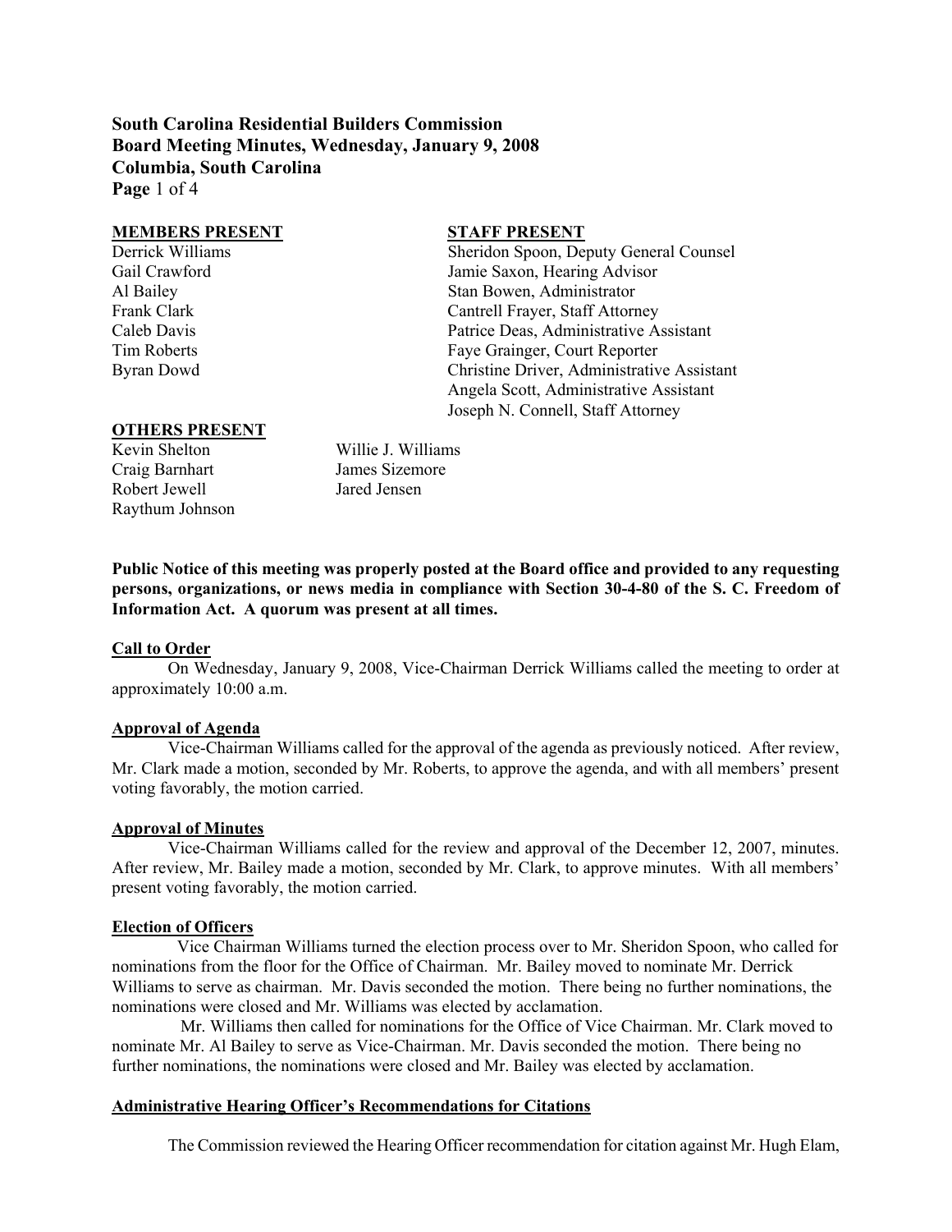**South Carolina Residential Builders Commission**
**Board Meeting Minutes, Wednesday, January 9, 2008**
**Columbia, South Carolina**

| MEMBERS PRESENT | STAFF PRESENT |
|---|---|
| Derrick Williams | Sheridon Spoon, Deputy General Counsel |
| Gail Crawford | Jamie Saxon, Hearing Advisor |
| Al Bailey | Stan Bowen, Administrator |
| Frank Clark | Cantrell Frayer, Staff Attorney |
| Caleb Davis | Patrice Deas, Administrative Assistant |
| Tim Roberts | Faye Grainger, Court Reporter |
| Byran Dowd | Christine Driver, Administrative Assistant |
| | Angela Scott, Administrative Assistant |
| | Joseph N. Connell, Staff Attorney |

**OTHERS PRESENT**

| | |
|---|---|
| Kevin Shelton | Willie J. Williams |
| Craig Barnhart | James Sizemore |
| Robert Jewell | Jared Jensen |
| Raythum Johnson | |

**Public Notice of this meeting was properly posted at the Board office and provided to any requesting persons, organizations, or news media in compliance with Section 30-4-80 of the S. C. Freedom of Information Act. A quorum was present at all times.**

**Call to Order**

On Wednesday, January 9, 2008, Vice-Chairman Derrick Williams called the meeting to order at approximately 10:00 a.m.

**Approval of Agenda**

Vice-Chairman Williams called for the approval of the agenda as previously noticed. After review, Mr. Clark made a motion, seconded by Mr. Roberts, to approve the agenda, and with all members' present voting favorably, the motion carried.

**Approval of Minutes**

Vice-Chairman Williams called for the review and approval of the December 12, 2007, minutes. After review, Mr. Bailey made a motion, seconded by Mr. Clark, to approve minutes. With all members' present voting favorably, the motion carried.

**Election of Officers**

Vice Chairman Williams turned the election process over to Mr. Sheridon Spoon, who called for nominations from the floor for the Office of Chairman. Mr. Bailey moved to nominate Mr. Derrick Williams to serve as chairman. Mr. Davis seconded the motion. There being no further nominations, the nominations were closed and Mr. Williams was elected by acclamation.

Mr. Williams then called for nominations for the Office of Vice Chairman. Mr. Clark moved to nominate Mr. Al Bailey to serve as Vice-Chairman. Mr. Davis seconded the motion. There being no further nominations, the nominations were closed and Mr. Bailey was elected by acclamation.

**Administrative Hearing Officer's Recommendations for Citations**

The Commission reviewed the Hearing Officer recommendation for citation against Mr. Hugh Elam,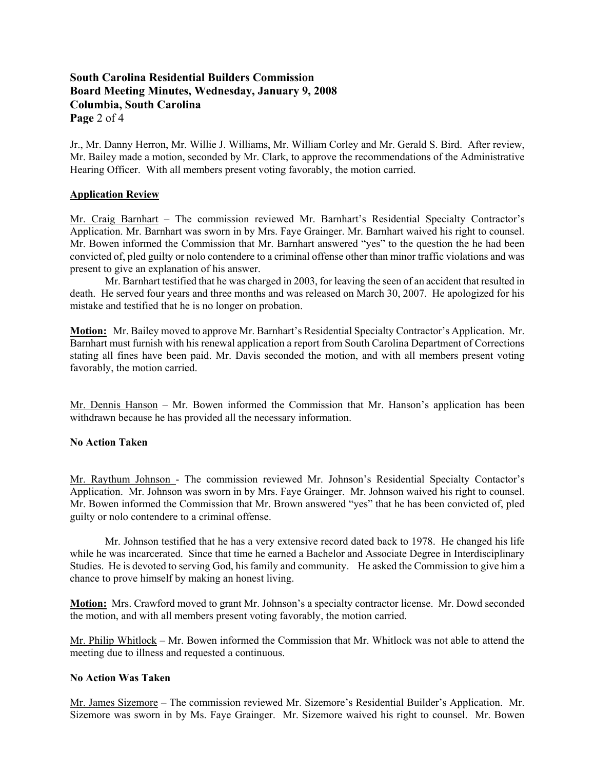Jr., Mr. Danny Herron, Mr. Willie J. Williams, Mr. William Corley and Mr. Gerald S. Bird. After review, Mr. Bailey made a motion, seconded by Mr. Clark, to approve the recommendations of the Administrative Hearing Officer. With all members present voting favorably, the motion carried.

**Application Review**

Mr. Craig Barnhart – The commission reviewed Mr. Barnhart's Residential Specialty Contractor's Application. Mr. Barnhart was sworn in by Mrs. Faye Grainger. Mr. Barnhart waived his right to counsel. Mr. Bowen informed the Commission that Mr. Barnhart answered "yes" to the question the he had been convicted of, pled guilty or nolo contendere to a criminal offense other than minor traffic violations and was present to give an explanation of his answer.

Mr. Barnhart testified that he was charged in 2003, for leaving the seen of an accident that resulted in death. He served four years and three months and was released on March 30, 2007. He apologized for his mistake and testified that he is no longer on probation.

**Motion:** Mr. Bailey moved to approve Mr. Barnhart's Residential Specialty Contractor's Application. Mr. Barnhart must furnish with his renewal application a report from South Carolina Department of Corrections stating all fines have been paid. Mr. Davis seconded the motion, and with all members present voting favorably, the motion carried.

Mr. Dennis Hanson – Mr. Bowen informed the Commission that Mr. Hanson's application has been withdrawn because he has provided all the necessary information.

**No Action Taken**

Mr. Raythum Johnson - The commission reviewed Mr. Johnson's Residential Specialty Contactor's Application. Mr. Johnson was sworn in by Mrs. Faye Grainger. Mr. Johnson waived his right to counsel. Mr. Bowen informed the Commission that Mr. Brown answered "yes" that he has been convicted of, pled guilty or nolo contendere to a criminal offense.

Mr. Johnson testified that he has a very extensive record dated back to 1978. He changed his life while he was incarcerated. Since that time he earned a Bachelor and Associate Degree in Interdisciplinary Studies. He is devoted to serving God, his family and community. He asked the Commission to give him a chance to prove himself by making an honest living.

**Motion:** Mrs. Crawford moved to grant Mr. Johnson's a specialty contractor license. Mr. Dowd seconded the motion, and with all members present voting favorably, the motion carried.

Mr. Philip Whitlock – Mr. Bowen informed the Commission that Mr. Whitlock was not able to attend the meeting due to illness and requested a continuous.

**No Action Was Taken**

Mr. James Sizemore – The commission reviewed Mr. Sizemore's Residential Builder's Application. Mr. Sizemore was sworn in by Ms. Faye Grainger. Mr. Sizemore waived his right to counsel. Mr. Bowen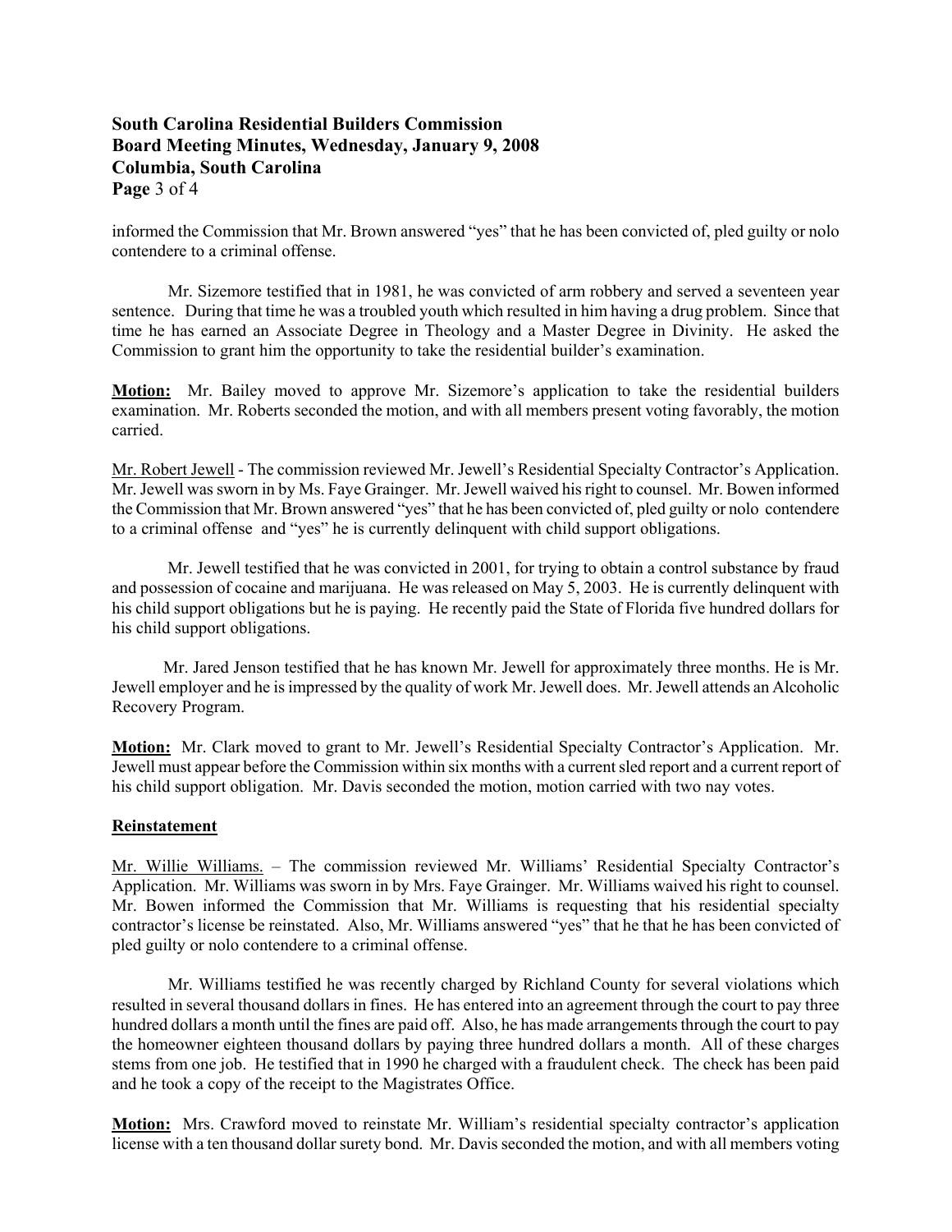informed the Commission that Mr. Brown answered "yes" that he has been convicted of, pled guilty or nolo contendere to a criminal offense.

Mr. Sizemore testified that in 1981, he was convicted of arm robbery and served a seventeen year sentence. During that time he was a troubled youth which resulted in him having a drug problem. Since that time he has earned an Associate Degree in Theology and a Master Degree in Divinity. He asked the Commission to grant him the opportunity to take the residential builder's examination.

**Motion:** Mr. Bailey moved to approve Mr. Sizemore's application to take the residential builders examination. Mr. Roberts seconded the motion, and with all members present voting favorably, the motion carried.

Mr. Robert Jewell - The commission reviewed Mr. Jewell's Residential Specialty Contractor's Application. Mr. Jewell was sworn in by Ms. Faye Grainger. Mr. Jewell waived his right to counsel. Mr. Bowen informed the Commission that Mr. Brown answered "yes" that he has been convicted of, pled guilty or nolo contendere to a criminal offense and "yes" he is currently delinquent with child support obligations.

Mr. Jewell testified that he was convicted in 2001, for trying to obtain a control substance by fraud and possession of cocaine and marijuana. He was released on May 5, 2003. He is currently delinquent with his child support obligations but he is paying. He recently paid the State of Florida five hundred dollars for his child support obligations.

Mr. Jared Jenson testified that he has known Mr. Jewell for approximately three months. He is Mr. Jewell employer and he is impressed by the quality of work Mr. Jewell does. Mr. Jewell attends an Alcoholic Recovery Program.

**Motion:** Mr. Clark moved to grant to Mr. Jewell's Residential Specialty Contractor's Application. Mr. Jewell must appear before the Commission within six months with a current sled report and a current report of his child support obligation. Mr. Davis seconded the motion, motion carried with two nay votes.

**Reinstatement**

Mr. Willie Williams. – The commission reviewed Mr. Williams' Residential Specialty Contractor's Application. Mr. Williams was sworn in by Mrs. Faye Grainger. Mr. Williams waived his right to counsel. Mr. Bowen informed the Commission that Mr. Williams is requesting that his residential specialty contractor's license be reinstated. Also, Mr. Williams answered "yes" that he that he has been convicted of pled guilty or nolo contendere to a criminal offense.

Mr. Williams testified he was recently charged by Richland County for several violations which resulted in several thousand dollars in fines. He has entered into an agreement through the court to pay three hundred dollars a month until the fines are paid off. Also, he has made arrangements through the court to pay the homeowner eighteen thousand dollars by paying three hundred dollars a month. All of these charges stems from one job. He testified that in 1990 he charged with a fraudulent check. The check has been paid and he took a copy of the receipt to the Magistrates Office.

**Motion:** Mrs. Crawford moved to reinstate Mr. William's residential specialty contractor's application license with a ten thousand dollar surety bond. Mr. Davis seconded the motion, and with all members voting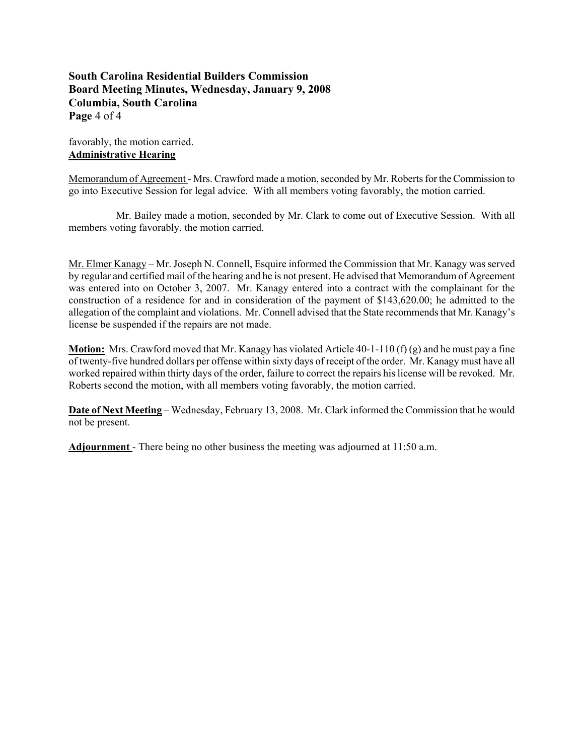favorably, the motion carried.

**Administrative Hearing**

Memorandum of Agreement - Mrs. Crawford made a motion, seconded by Mr. Roberts for the Commission to go into Executive Session for legal advice. With all members voting favorably, the motion carried.

Mr. Bailey made a motion, seconded by Mr. Clark to come out of Executive Session. With all members voting favorably, the motion carried.

Mr. Elmer Kanagy – Mr. Joseph N. Connell, Esquire informed the Commission that Mr. Kanagy was served by regular and certified mail of the hearing and he is not present. He advised that Memorandum of Agreement was entered into on October 3, 2007. Mr. Kanagy entered into a contract with the complainant for the construction of a residence for and in consideration of the payment of $143,620.00; he admitted to the allegation of the complaint and violations. Mr. Connell advised that the State recommends that Mr. Kanagy's license be suspended if the repairs are not made.

**Motion:** Mrs. Crawford moved that Mr. Kanagy has violated Article 40-1-110 (f) (g) and he must pay a fine of twenty-five hundred dollars per offense within sixty days of receipt of the order. Mr. Kanagy must have all worked repaired within thirty days of the order, failure to correct the repairs his license will be revoked. Mr. Roberts second the motion, with all members voting favorably, the motion carried.

**Date of Next Meeting** – Wednesday, February 13, 2008. Mr. Clark informed the Commission that he would not be present.

**Adjournment** - There being no other business the meeting was adjourned at 11:50 a.m.